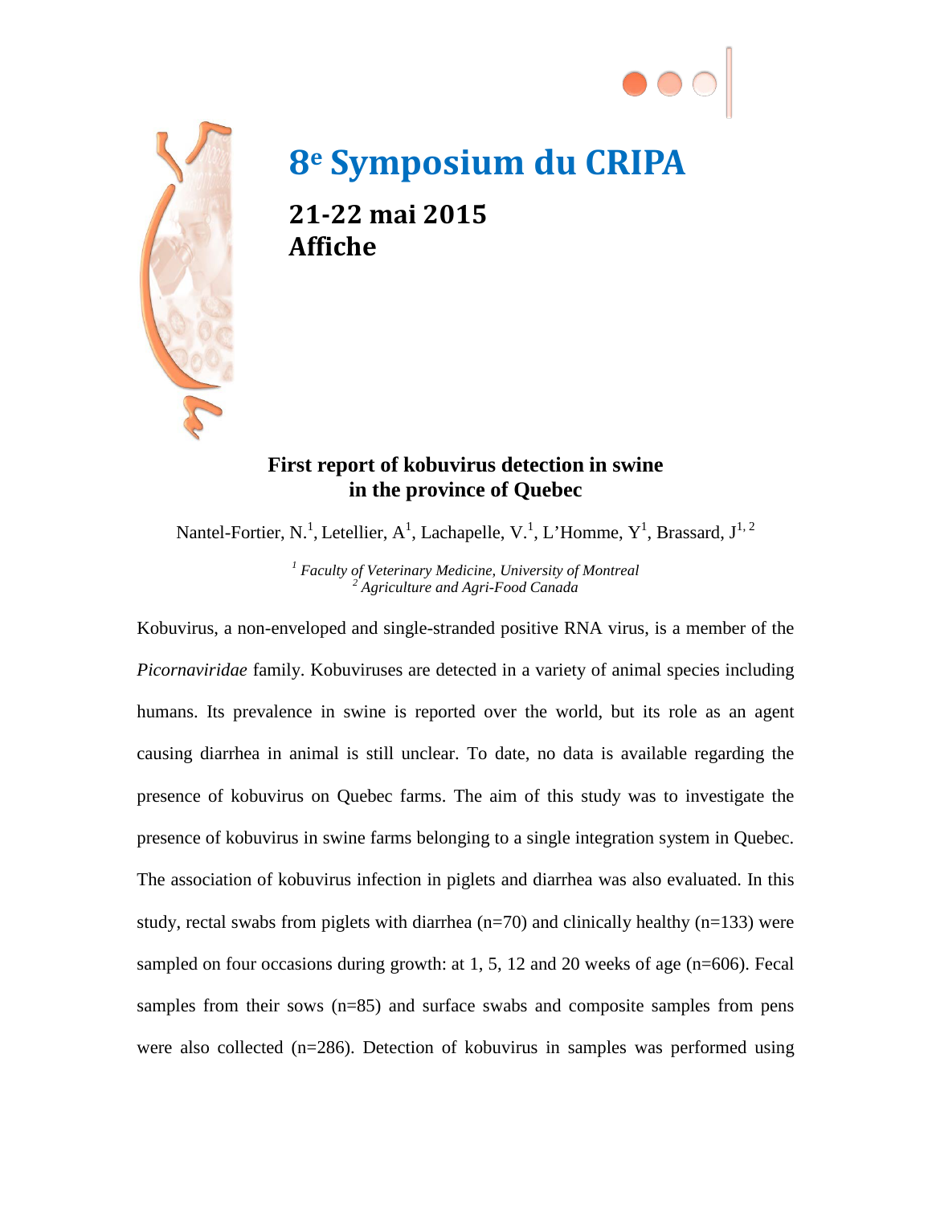# 8e Symposium du CRIPA

## 21-22 mai 2015
## Affiche

### First report of kobuvirus detection in swine in the province of Quebec

Nantel-Fortier, N.[1], Letellier, A[1], Lachapelle, V.[1], L'Homme, Y[1], Brassard, J[1, 2]

[1] *Faculty of Veterinary Medicine, University of Montreal*
[2] *Agriculture and Agri-Food Canada*

Kobuvirus, a non-enveloped and single-stranded positive RNA virus, is a member of the *Picornaviridae* family. Kobuviruses are detected in a variety of animal species including humans. Its prevalence in swine is reported over the world, but its role as an agent causing diarrhea in animal is still unclear. To date, no data is available regarding the presence of kobuvirus on Quebec farms. The aim of this study was to investigate the presence of kobuvirus in swine farms belonging to a single integration system in Quebec. The association of kobuvirus infection in piglets and diarrhea was also evaluated. In this study, rectal swabs from piglets with diarrhea (n=70) and clinically healthy (n=133) were sampled on four occasions during growth: at 1, 5, 12 and 20 weeks of age (n=606). Fecal samples from their sows (n=85) and surface swabs and composite samples from pens were also collected (n=286). Detection of kobuvirus in samples was performed using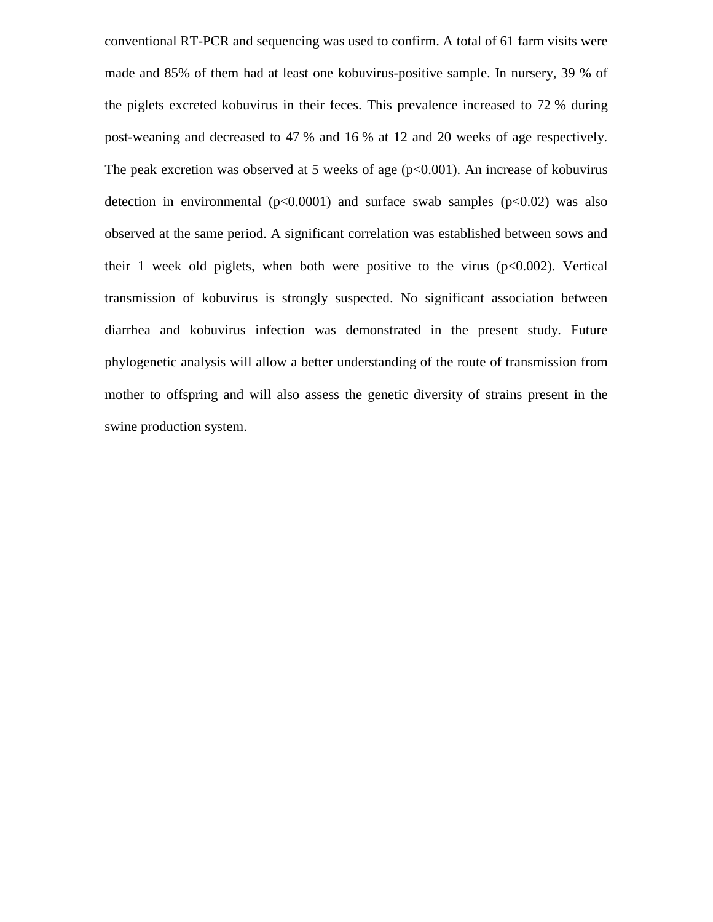conventional RT-PCR and sequencing was used to confirm. A total of 61 farm visits were made and 85% of them had at least one kobuvirus-positive sample. In nursery, 39 % of the piglets excreted kobuvirus in their feces. This prevalence increased to 72 % during post-weaning and decreased to 47 % and 16 % at 12 and 20 weeks of age respectively. The peak excretion was observed at 5 weeks of age ($p<0.001$). An increase of kobuvirus detection in environmental ($p<0.0001$) and surface swab samples ($p<0.02$) was also observed at the same period. A significant correlation was established between sows and their 1 week old piglets, when both were positive to the virus ($p<0.002$). Vertical transmission of kobuvirus is strongly suspected. No significant association between diarrhea and kobuvirus infection was demonstrated in the present study. Future phylogenetic analysis will allow a better understanding of the route of transmission from mother to offspring and will also assess the genetic diversity of strains present in the swine production system.